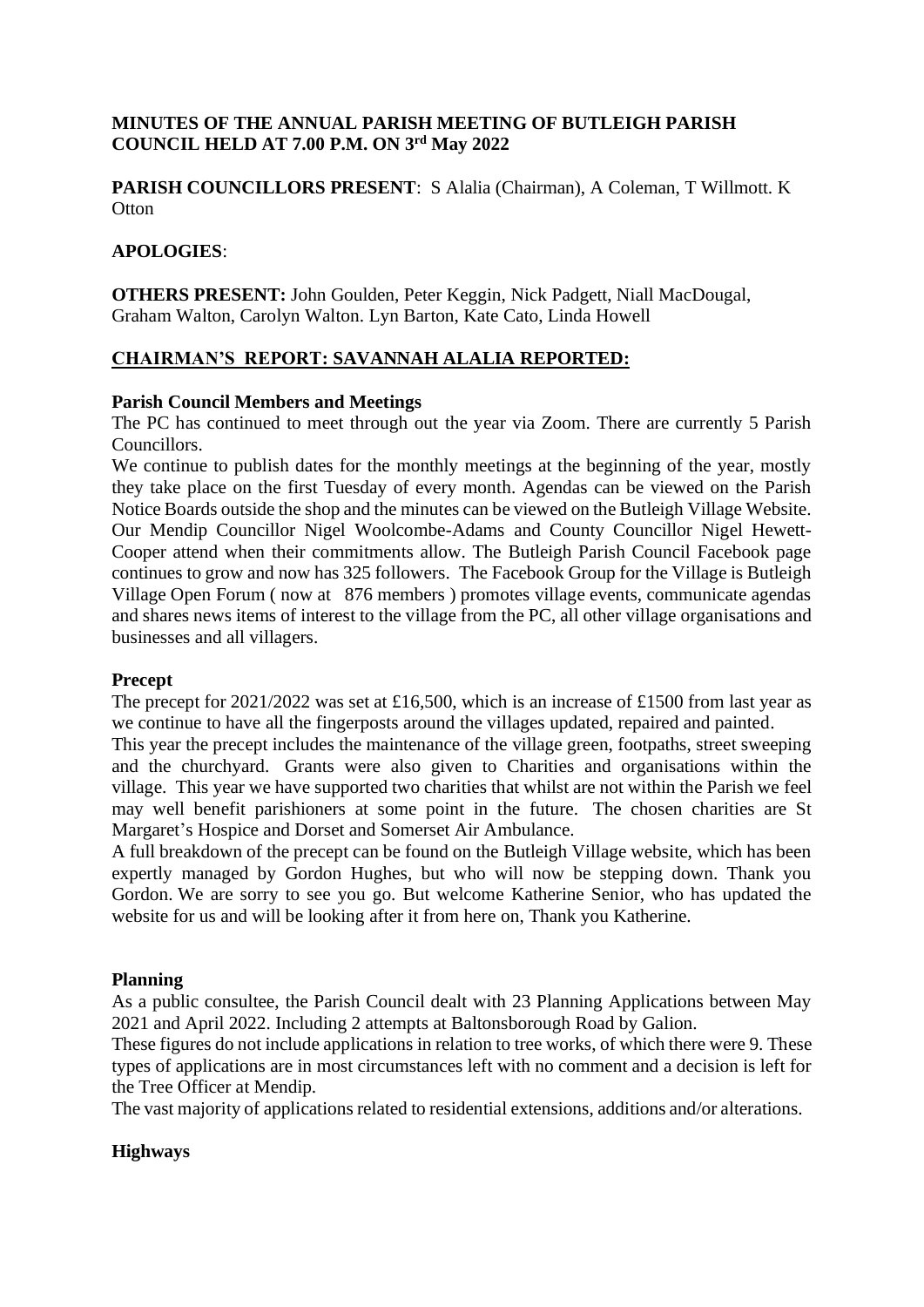**MINUTES OF THE ANNUAL PARISH MEETING OF BUTLEIGH PARISH COUNCIL HELD AT 7.00 P.M. ON 3rd May 2022**

**PARISH COUNCILLORS PRESENT**: S Alalia (Chairman), A Coleman, T Willmott. K Otton

**APOLOGIES**:

**OTHERS PRESENT:** John Goulden, Peter Keggin, Nick Padgett, Niall MacDougal, Graham Walton, Carolyn Walton. Lyn Barton, Kate Cato, Linda Howell

**CHAIRMAN'S REPORT: SAVANNAH ALALIA REPORTED:**

**Parish Council Members and Meetings**

The PC has continued to meet through out the year via Zoom. There are currently 5 Parish Councillors.

We continue to publish dates for the monthly meetings at the beginning of the year, mostly they take place on the first Tuesday of every month. Agendas can be viewed on the Parish Notice Boards outside the shop and the minutes can be viewed on the Butleigh Village Website. Our Mendip Councillor Nigel Woolcombe-Adams and County Councillor Nigel Hewett-Cooper attend when their commitments allow. The Butleigh Parish Council Facebook page continues to grow and now has 325 followers. The Facebook Group for the Village is Butleigh Village Open Forum ( now at 876 members ) promotes village events, communicate agendas and shares news items of interest to the village from the PC, all other village organisations and businesses and all villagers.

**Precept**

The precept for 2021/2022 was set at £16,500, which is an increase of £1500 from last year as we continue to have all the fingerposts around the villages updated, repaired and painted.

This year the precept includes the maintenance of the village green, footpaths, street sweeping and the churchyard. Grants were also given to Charities and organisations within the village. This year we have supported two charities that whilst are not within the Parish we feel may well benefit parishioners at some point in the future. The chosen charities are St Margaret's Hospice and Dorset and Somerset Air Ambulance.

A full breakdown of the precept can be found on the Butleigh Village website, which has been expertly managed by Gordon Hughes, but who will now be stepping down. Thank you Gordon. We are sorry to see you go. But welcome Katherine Senior, who has updated the website for us and will be looking after it from here on, Thank you Katherine.

**Planning**

As a public consultee, the Parish Council dealt with 23 Planning Applications between May 2021 and April 2022. Including 2 attempts at Baltonsborough Road by Galion.

These figures do not include applications in relation to tree works, of which there were 9. These types of applications are in most circumstances left with no comment and a decision is left for the Tree Officer at Mendip.

The vast majority of applications related to residential extensions, additions and/or alterations.

**Highways**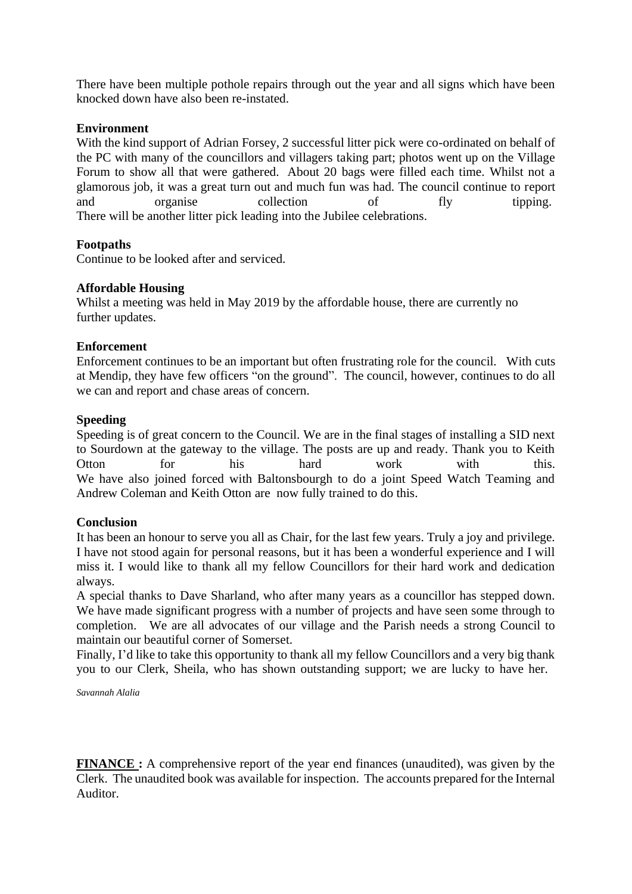There have been multiple pothole repairs through out the year and all signs which have been knocked down have also been re-instated.

**Environment**

With the kind support of Adrian Forsey, 2 successful litter pick were co-ordinated on behalf of the PC with many of the councillors and villagers taking part; photos went up on the Village Forum to show all that were gathered. About 20 bags were filled each time. Whilst not a glamorous job, it was a great turn out and much fun was had. The council continue to report and organise collection of fly tipping.
There will be another litter pick leading into the Jubilee celebrations.

**Footpaths**

Continue to be looked after and serviced.

**Affordable Housing**

Whilst a meeting was held in May 2019 by the affordable house, there are currently no further updates.

**Enforcement**

Enforcement continues to be an important but often frustrating role for the council. With cuts at Mendip, they have few officers "on the ground". The council, however, continues to do all we can and report and chase areas of concern.

**Speeding**

Speeding is of great concern to the Council. We are in the final stages of installing a SID next to Sourdown at the gateway to the village. The posts are up and ready. Thank you to Keith Otton for his hard work with this.
We have also joined forced with Baltonsbourgh to do a joint Speed Watch Teaming and Andrew Coleman and Keith Otton are now fully trained to do this.

**Conclusion**

It has been an honour to serve you all as Chair, for the last few years. Truly a joy and privilege. I have not stood again for personal reasons, but it has been a wonderful experience and I will miss it. I would like to thank all my fellow Councillors for their hard work and dedication always.
A special thanks to Dave Sharland, who after many years as a councillor has stepped down. We have made significant progress with a number of projects and have seen some through to completion. We are all advocates of our village and the Parish needs a strong Council to maintain our beautiful corner of Somerset.
Finally, I'd like to take this opportunity to thank all my fellow Councillors and a very big thank you to our Clerk, Sheila, who has shown outstanding support; we are lucky to have her.

*Savannah Alalia*

**FINANCE :** A comprehensive report of the year end finances (unaudited), was given by the Clerk. The unaudited book was available for inspection. The accounts prepared for the Internal Auditor.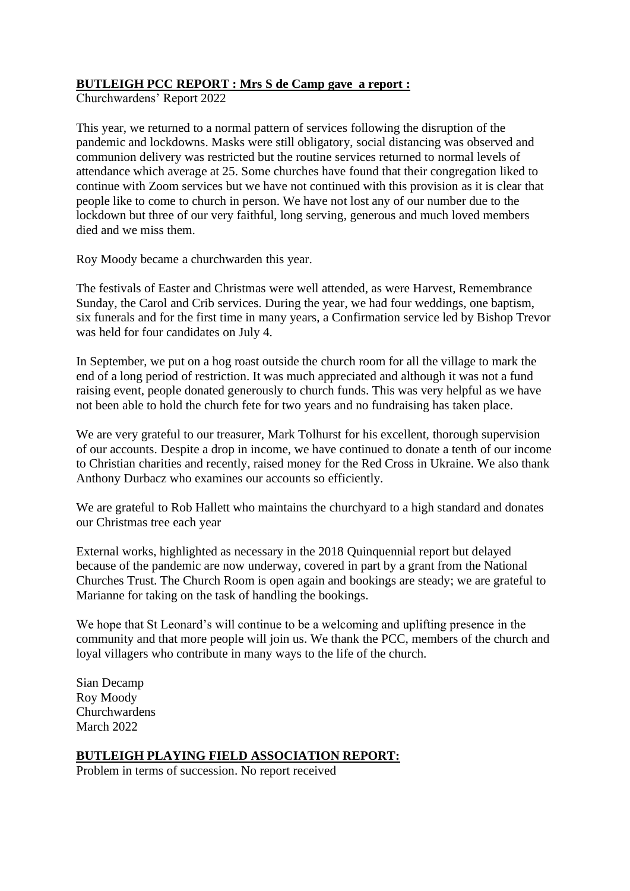**BUTLEIGH PCC REPORT : Mrs S de Camp gave a report :**

Churchwardens' Report 2022

This year, we returned to a normal pattern of services following the disruption of the pandemic and lockdowns. Masks were still obligatory, social distancing was observed and communion delivery was restricted but the routine services returned to normal levels of attendance which average at 25. Some churches have found that their congregation liked to continue with Zoom services but we have not continued with this provision as it is clear that people like to come to church in person. We have not lost any of our number due to the lockdown but three of our very faithful, long serving, generous and much loved members died and we miss them.

Roy Moody became a churchwarden this year.

The festivals of Easter and Christmas were well attended, as were Harvest, Remembrance Sunday, the Carol and Crib services. During the year, we had four weddings, one baptism, six funerals and for the first time in many years, a Confirmation service led by Bishop Trevor was held for four candidates on July 4.

In September, we put on a hog roast outside the church room for all the village to mark the end of a long period of restriction. It was much appreciated and although it was not a fund raising event, people donated generously to church funds. This was very helpful as we have not been able to hold the church fete for two years and no fundraising has taken place.

We are very grateful to our treasurer, Mark Tolhurst for his excellent, thorough supervision of our accounts. Despite a drop in income, we have continued to donate a tenth of our income to Christian charities and recently, raised money for the Red Cross in Ukraine. We also thank Anthony Durbacz who examines our accounts so efficiently.

We are grateful to Rob Hallett who maintains the churchyard to a high standard and donates our Christmas tree each year

External works, highlighted as necessary in the 2018 Quinquennial report but delayed because of the pandemic are now underway, covered in part by a grant from the National Churches Trust. The Church Room is open again and bookings are steady; we are grateful to Marianne for taking on the task of handling the bookings.

We hope that St Leonard's will continue to be a welcoming and uplifting presence in the community and that more people will join us. We thank the PCC, members of the church and loyal villagers who contribute in many ways to the life of the church.

Sian Decamp
Roy Moody
Churchwardens
March 2022

**BUTLEIGH PLAYING FIELD ASSOCIATION REPORT:**

Problem in terms of succession. No report received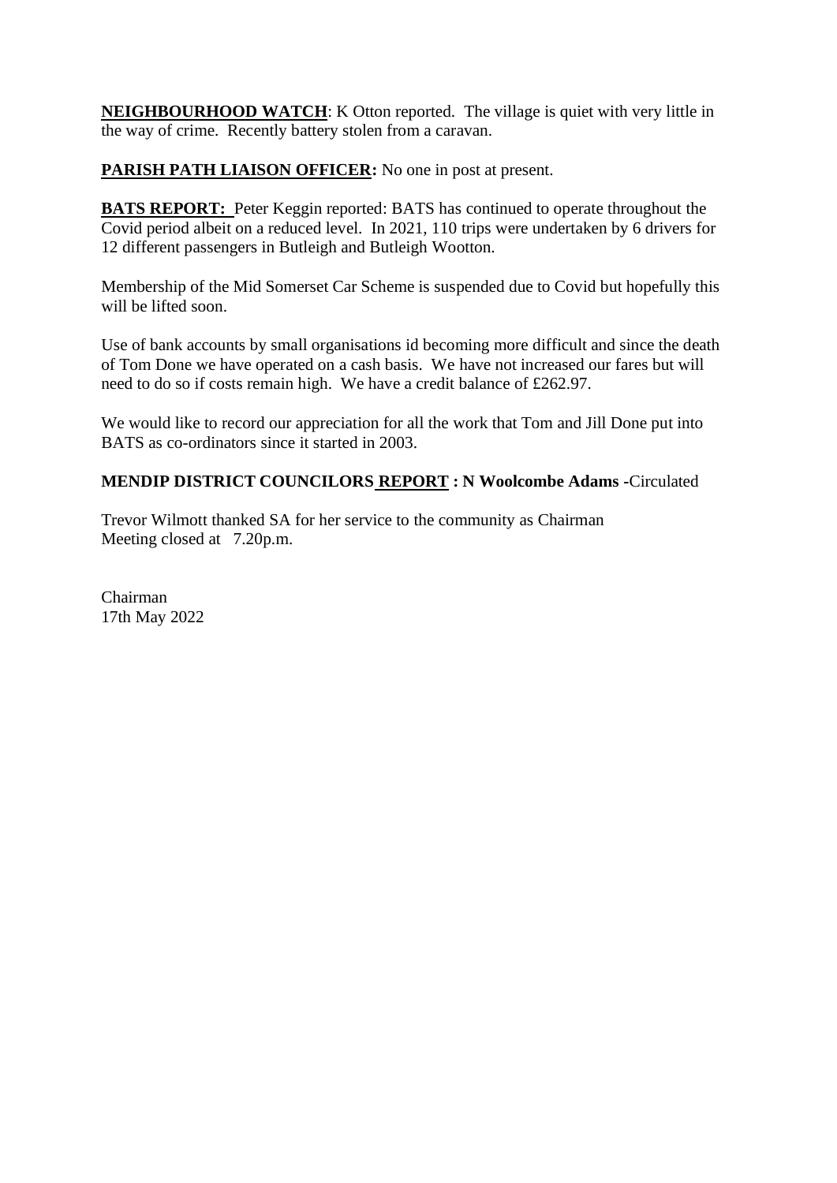**NEIGHBOURHOOD WATCH**: K Otton reported. The village is quiet with very little in the way of crime. Recently battery stolen from a caravan.

**PARISH PATH LIAISON OFFICER:** No one in post at present.

**BATS REPORT:** Peter Keggin reported: BATS has continued to operate throughout the Covid period albeit on a reduced level. In 2021, 110 trips were undertaken by 6 drivers for 12 different passengers in Butleigh and Butleigh Wootton.

Membership of the Mid Somerset Car Scheme is suspended due to Covid but hopefully this will be lifted soon.

Use of bank accounts by small organisations id becoming more difficult and since the death of Tom Done we have operated on a cash basis. We have not increased our fares but will need to do so if costs remain high. We have a credit balance of £262.97.

We would like to record our appreciation for all the work that Tom and Jill Done put into BATS as co-ordinators since it started in 2003.

**MENDIP DISTRICT COUNCILORS REPORT : N Woolcombe Adams -**Circulated

Trevor Wilmott thanked SA for her service to the community as Chairman
Meeting closed at 7.20p.m.

Chairman
17th May 2022